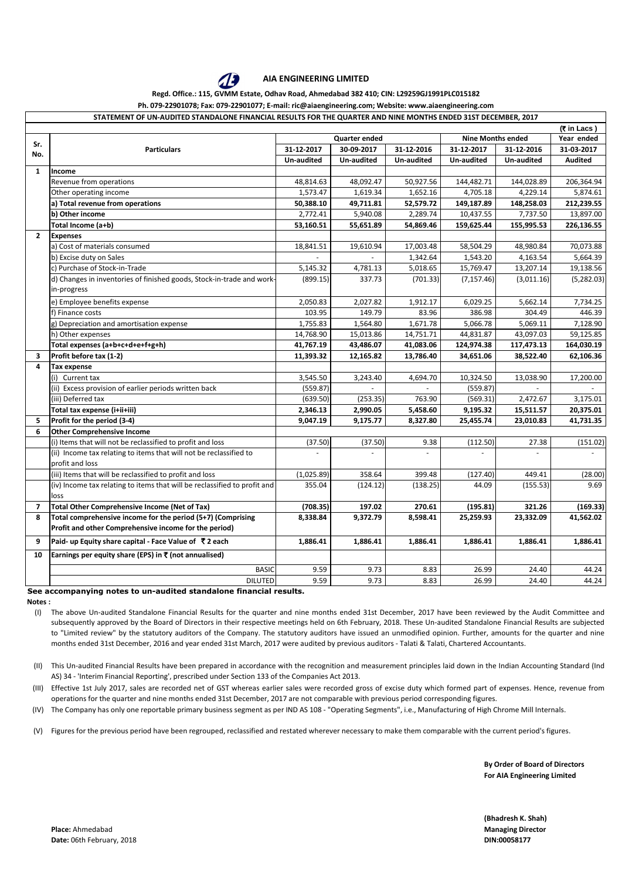# AIA ENGINEERING LIMITED

**Regd. Office.: 115, GVMM Estate, Odhav Road, Ahmedabad 382 410; CIN: L29259GJ1991PLC015182**

**Ph. 079-22901078; Fax: 079-22901077; E-mail: ric@aiaengineering.com; Website: www.aiaengineering.com**

**STATEMENT OF UN-AUDITED STANDALONE FINANCIAL RESULTS FOR THE QUARTER AND NINE MONTHS ENDED 31ST DECEMBER, 2017**

(₹ in Lacs )

| Sr. No. | Particulars | Quarter ended | | | Nine Months ended | | Year ended |
|---|---|---|---|---|---|---|---|
| | | 31-12-2017 | 30-09-2017 | 31-12-2016 | 31-12-2017 | 31-12-2016 | 31-03-2017 |
| | | Un-audited | Un-audited | Un-audited | Un-audited | Un-audited | Audited |
| **1** | **Income** | | | | | | |
| | Revenue from operations | 48,814.63 | 48,092.47 | 50,927.56 | 144,482.71 | 144,028.89 | 206,364.94 |
| | Other operating income | 1,573.47 | 1,619.34 | 1,652.16 | 4,705.18 | 4,229.14 | 5,874.61 |
| | **a) Total revenue from operations** | **50,388.10** | **49,711.81** | **52,579.72** | **149,187.89** | **148,258.03** | **212,239.55** |
| | **b) Other income** | **2,772.41** | **5,940.08** | **2,289.74** | **10,437.55** | **7,737.50** | **13,897.00** |
| | **Total Income (a+b)** | **53,160.51** | **55,651.89** | **54,869.46** | **159,625.44** | **155,995.53** | **226,136.55** |
| **2** | **Expenses** | | | | | | |
| | a) Cost of materials consumed | 18,841.51 | 19,610.94 | 17,003.48 | 58,504.29 | 48,980.84 | 70,073.88 |
| | b) Excise duty on Sales | - | - | 1,342.64 | 1,543.20 | 4,163.54 | 5,664.39 |
| | c) Purchase of Stock-in-Trade | 5,145.32 | 4,781.13 | 5,018.65 | 15,769.47 | 13,207.14 | 19,138.56 |
| | d) Changes in inventories of finished goods, Stock-in-trade and work-in-progress | (899.15) | 337.73 | (701.33) | (7,157.46) | (3,011.16) | (5,282.03) |
| | e) Employee benefits expense | 2,050.83 | 2,027.82 | 1,912.17 | 6,029.25 | 5,662.14 | 7,734.25 |
| | f) Finance costs | 103.95 | 149.79 | 83.96 | 386.98 | 304.49 | 446.39 |
| | g) Depreciation and amortisation expense | 1,755.83 | 1,564.80 | 1,671.78 | 5,066.78 | 5,069.11 | 7,128.90 |
| | h) Other expenses | 14,768.90 | 15,013.86 | 14,751.71 | 44,831.87 | 43,097.03 | 59,125.85 |
| | **Total expenses (a+b+c+d+e+f+g+h)** | **41,767.19** | **43,486.07** | **41,083.06** | **124,974.38** | **117,473.13** | **164,030.19** |
| **3** | **Profit before tax (1-2)** | **11,393.32** | **12,165.82** | **13,786.40** | **34,651.06** | **38,522.40** | **62,106.36** |
| **4** | **Tax expense** | | | | | | |
| | (i) Current tax | 3,545.50 | 3,243.40 | 4,694.70 | 10,324.50 | 13,038.90 | 17,200.00 |
| | (ii) Excess provision of earlier periods written back | (559.87) | - | - | (559.87) | - | - |
| | (iii) Deferred tax | (639.50) | (253.35) | 763.90 | (569.31) | 2,472.67 | 3,175.01 |
| | **Total tax expense (i+ii+iii)** | **2,346.13** | **2,990.05** | **5,458.60** | **9,195.32** | **15,511.57** | **20,375.01** |
| **5** | **Profit for the period (3-4)** | **9,047.19** | **9,175.77** | **8,327.80** | **25,455.74** | **23,010.83** | **41,731.35** |
| **6** | **Other Comprehensive Income** | | | | | | |
| | (i) Items that will not be reclassified to profit and loss | (37.50) | (37.50) | 9.38 | (112.50) | 27.38 | (151.02) |
| | (ii) Income tax relating to items that will not be reclassified to profit and loss | - | - | - | - | - | - |
| | (iii) Items that will be reclassified to profit and loss | (1,025.89) | 358.64 | 399.48 | (127.40) | 449.41 | (28.00) |
| | (iv) Income tax relating to items that will be reclassified to profit and loss | 355.04 | (124.12) | (138.25) | 44.09 | (155.53) | 9.69 |
| **7** | **Total Other Comprehensive Income (Net of Tax)** | **(708.35)** | **197.02** | **270.61** | **(195.81)** | **321.26** | **(169.33)** |
| **8** | **Total comprehensive income for the period (5+7) (Comprising Profit and other Comprehensive income for the period)** | **8,338.84** | **9,372.79** | **8,598.41** | **25,259.93** | **23,332.09** | **41,562.02** |
| **9** | **Paid- up Equity share capital - Face Value of ₹ 2 each** | **1,886.41** | **1,886.41** | **1,886.41** | **1,886.41** | **1,886.41** | **1,886.41** |
| **10** | **Earnings per equity share (EPS) in ₹ (not annualised)** | | | | | | |
| | BASIC | 9.59 | 9.73 | 8.83 | 26.99 | 24.40 | 44.24 |
| | DILUTED | 9.59 | 9.73 | 8.83 | 26.99 | 24.40 | 44.24 |

**See accompanying notes to un-audited standalone financial results.**

**Notes :**

(I) The above Un-audited Standalone Financial Results for the quarter and nine months ended 31st December, 2017 have been reviewed by the Audit Committee and subsequently approved by the Board of Directors in their respective meetings held on 6th February, 2018. These Un-audited Standalone Financial Results are subjected to "Limited review" by the statutory auditors of the Company. The statutory auditors have issued an unmodified opinion. Further, amounts for the quarter and nine months ended 31st December, 2016 and year ended 31st March, 2017 were audited by previous auditors - Talati & Talati, Chartered Accountants.

(II) This Un-audited Financial Results have been prepared in accordance with the recognition and measurement principles laid down in the Indian Accounting Standard (Ind AS) 34 - 'Interim Financial Reporting', prescribed under Section 133 of the Companies Act 2013.

(III) Effective 1st July 2017, sales are recorded net of GST whereas earlier sales were recorded gross of excise duty which formed part of expenses. Hence, revenue from operations for the quarter and nine months ended 31st December, 2017 are not comparable with previous period corresponding figures.

(IV) The Company has only one reportable primary business segment as per IND AS 108 - "Operating Segments", i.e., Manufacturing of High Chrome Mill Internals.

(V) Figures for the previous period have been regrouped, reclassified and restated wherever necessary to make them comparable with the current period's figures.

**By Order of Board of Directors**
**For AIA Engineering Limited**

**(Bhadresh K. Shah)**
**Managing Director**
**DIN:00058177**

**Place:** Ahmedabad
**Date:** 06th February, 2018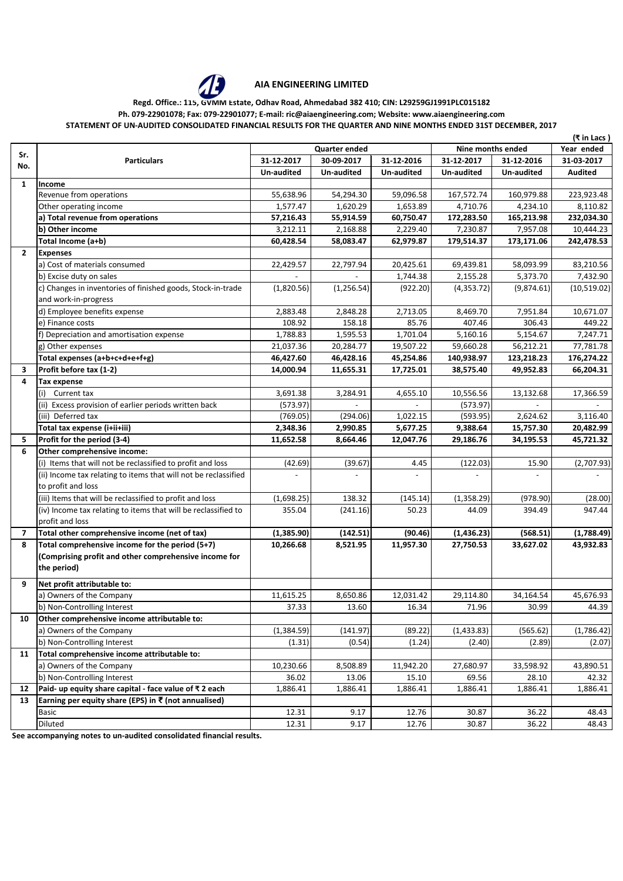# AIA ENGINEERING LIMITED

**Regd. Office.: 115, GVMM Estate, Odhav Road, Ahmedabad 382 410; CIN: L29259GJ1991PLC015182**

**Ph. 079-22901078; Fax: 079-22901077; E-mail: ric@aiaengineering.com; Website: www.aiaengineering.com**

**STATEMENT OF UN-AUDITED CONSOLIDATED FINANCIAL RESULTS FOR THE QUARTER AND NINE MONTHS ENDED 31ST DECEMBER, 2017**

**(₹ in Lacs )**

| Sr. No. | Particulars | Quarter ended | | | Nine months ended | | Year ended |
|---|---|---|---|---|---|---|---|
| | | 31-12-2017 | 30-09-2017 | 31-12-2016 | 31-12-2017 | 31-12-2016 | 31-03-2017 |
| | | Un-audited | Un-audited | Un-audited | Un-audited | Un-audited | Audited |
| 1 | **Income** | | | | | | |
| | Revenue from operations | 55,638.96 | 54,294.30 | 59,096.58 | 167,572.74 | 160,979.88 | 223,923.48 |
| | Other operating income | 1,577.47 | 1,620.29 | 1,653.89 | 4,710.76 | 4,234.10 | 8,110.82 |
| | **a) Total revenue from operations** | **57,216.43** | **55,914.59** | **60,750.47** | **172,283.50** | **165,213.98** | **232,034.30** |
| | **b) Other income** | **3,212.11** | **2,168.88** | **2,229.40** | **7,230.87** | **7,957.08** | **10,444.23** |
| | **Total Income (a+b)** | **60,428.54** | **58,083.47** | **62,979.87** | **179,514.37** | **173,171.06** | **242,478.53** |
| 2 | **Expenses** | | | | | | |
| | a) Cost of materials consumed | 22,429.57 | 22,797.94 | 20,425.61 | 69,439.81 | 58,093.99 | 83,210.56 |
| | b) Excise duty on sales | - | - | 1,744.38 | 2,155.28 | 5,373.70 | 7,432.90 |
| | c) Changes in inventories of finished goods, Stock-in-trade and work-in-progress | (1,820.56) | (1,256.54) | (922.20) | (4,353.72) | (9,874.61) | (10,519.02) |
| | d) Employee benefits expense | 2,883.48 | 2,848.28 | 2,713.05 | 8,469.70 | 7,951.84 | 10,671.07 |
| | e) Finance costs | 108.92 | 158.18 | 85.76 | 407.46 | 306.43 | 449.22 |
| | f) Depreciation and amortisation expense | 1,788.83 | 1,595.53 | 1,701.04 | 5,160.16 | 5,154.67 | 7,247.71 |
| | g) Other expenses | 21,037.36 | 20,284.77 | 19,507.22 | 59,660.28 | 56,212.21 | 77,781.78 |
| | **Total expenses (a+b+c+d+e+f+g)** | **46,427.60** | **46,428.16** | **45,254.86** | **140,938.97** | **123,218.23** | **176,274.22** |
| 3 | **Profit before tax (1-2)** | **14,000.94** | **11,655.31** | **17,725.01** | **38,575.40** | **49,952.83** | **66,204.31** |
| 4 | **Tax expense** | | | | | | |
| | (i) Current tax | 3,691.38 | 3,284.91 | 4,655.10 | 10,556.56 | 13,132.68 | 17,366.59 |
| | (ii) Excess provision of earlier periods written back | (573.97) | - | - | (573.97) | - | - |
| | (iii) Deferred tax | (769.05) | (294.06) | 1,022.15 | (593.95) | 2,624.62 | 3,116.40 |
| | **Total tax expense (i+ii+iii)** | **2,348.36** | **2,990.85** | **5,677.25** | **9,388.64** | **15,757.30** | **20,482.99** |
| 5 | **Profit for the period (3-4)** | **11,652.58** | **8,664.46** | **12,047.76** | **29,186.76** | **34,195.53** | **45,721.32** |
| 6 | **Other comprehensive income:** | | | | | | |
| | (i) Items that will not be reclassified to profit and loss | (42.69) | (39.67) | 4.45 | (122.03) | 15.90 | (2,707.93) |
| | (ii) Income tax relating to items that will not be reclassified to profit and loss | - | - | - | - | - | - |
| | (iii) Items that will be reclassified to profit and loss | (1,698.25) | 138.32 | (145.14) | (1,358.29) | (978.90) | (28.00) |
| | (iv) Income tax relating to items that will be reclassified to profit and loss | 355.04 | (241.16) | 50.23 | 44.09 | 394.49 | 947.44 |
| 7 | **Total other comprehensive income (net of tax)** | **(1,385.90)** | **(142.51)** | **(90.46)** | **(1,436.23)** | **(568.51)** | **(1,788.49)** |
| 8 | **Total comprehensive income for the period (5+7) (Comprising profit and other comprehensive income for the period)** | **10,266.68** | **8,521.95** | **11,957.30** | **27,750.53** | **33,627.02** | **43,932.83** |
| 9 | **Net profit attributable to:** | | | | | | |
| | a) Owners of the Company | 11,615.25 | 8,650.86 | 12,031.42 | 29,114.80 | 34,164.54 | 45,676.93 |
| | b) Non-Controlling Interest | 37.33 | 13.60 | 16.34 | 71.96 | 30.99 | 44.39 |
| 10 | **Other comprehensive income attributable to:** | | | | | | |
| | a) Owners of the Company | (1,384.59) | (141.97) | (89.22) | (1,433.83) | (565.62) | (1,786.42) |
| | b) Non-Controlling Interest | (1.31) | (0.54) | (1.24) | (2.40) | (2.89) | (2.07) |
| 11 | **Total comprehensive income attributable to:** | | | | | | |
| | a) Owners of the Company | 10,230.66 | 8,508.89 | 11,942.20 | 27,680.97 | 33,598.92 | 43,890.51 |
| | b) Non-Controlling Interest | 36.02 | 13.06 | 15.10 | 69.56 | 28.10 | 42.32 |
| 12 | **Paid- up equity share capital - face value of ₹ 2 each** | 1,886.41 | 1,886.41 | 1,886.41 | 1,886.41 | 1,886.41 | 1,886.41 |
| 13 | **Earning per equity share (EPS) in ₹ (not annualised)** | | | | | | |
| | Basic | 12.31 | 9.17 | 12.76 | 30.87 | 36.22 | 48.43 |
| | Diluted | 12.31 | 9.17 | 12.76 | 30.87 | 36.22 | 48.43 |

**See accompanying notes to un-audited consolidated financial results.**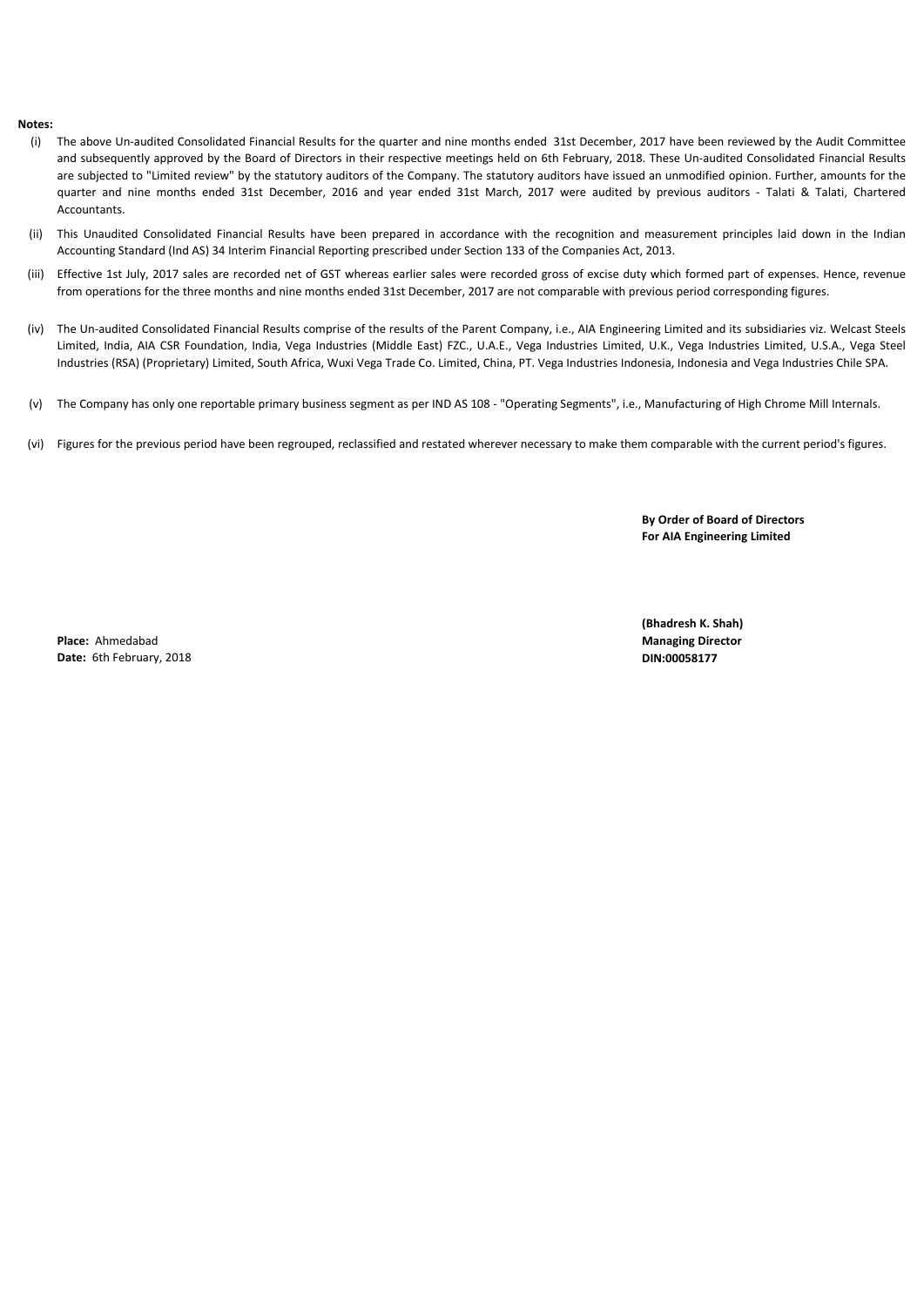**Notes:**

(i) The above Un-audited Consolidated Financial Results for the quarter and nine months ended 31st December, 2017 have been reviewed by the Audit Committee and subsequently approved by the Board of Directors in their respective meetings held on 6th February, 2018. These Un-audited Consolidated Financial Results are subjected to "Limited review" by the statutory auditors of the Company. The statutory auditors have issued an unmodified opinion. Further, amounts for the quarter and nine months ended 31st December, 2016 and year ended 31st March, 2017 were audited by previous auditors - Talati & Talati, Chartered Accountants.

(ii) This Unaudited Consolidated Financial Results have been prepared in accordance with the recognition and measurement principles laid down in the Indian Accounting Standard (Ind AS) 34 Interim Financial Reporting prescribed under Section 133 of the Companies Act, 2013.

(iii) Effective 1st July, 2017 sales are recorded net of GST whereas earlier sales were recorded gross of excise duty which formed part of expenses. Hence, revenue from operations for the three months and nine months ended 31st December, 2017 are not comparable with previous period corresponding figures.

(iv) The Un-audited Consolidated Financial Results comprise of the results of the Parent Company, i.e., AIA Engineering Limited and its subsidiaries viz. Welcast Steels Limited, India, AIA CSR Foundation, India, Vega Industries (Middle East) FZC., U.A.E., Vega Industries Limited, U.K., Vega Industries Limited, U.S.A., Vega Steel Industries (RSA) (Proprietary) Limited, South Africa, Wuxi Vega Trade Co. Limited, China, PT. Vega Industries Indonesia, Indonesia and Vega Industries Chile SPA.

(v) The Company has only one reportable primary business segment as per IND AS 108 - "Operating Segments", i.e., Manufacturing of High Chrome Mill Internals.

(vi) Figures for the previous period have been regrouped, reclassified and restated wherever necessary to make them comparable with the current period's figures.

**By Order of Board of Directors**
**For AIA Engineering Limited**

**(Bhadresh K. Shah)**
**Managing Director**
**DIN:00058177**

**Place:** Ahmedabad
**Date:** 6th February, 2018